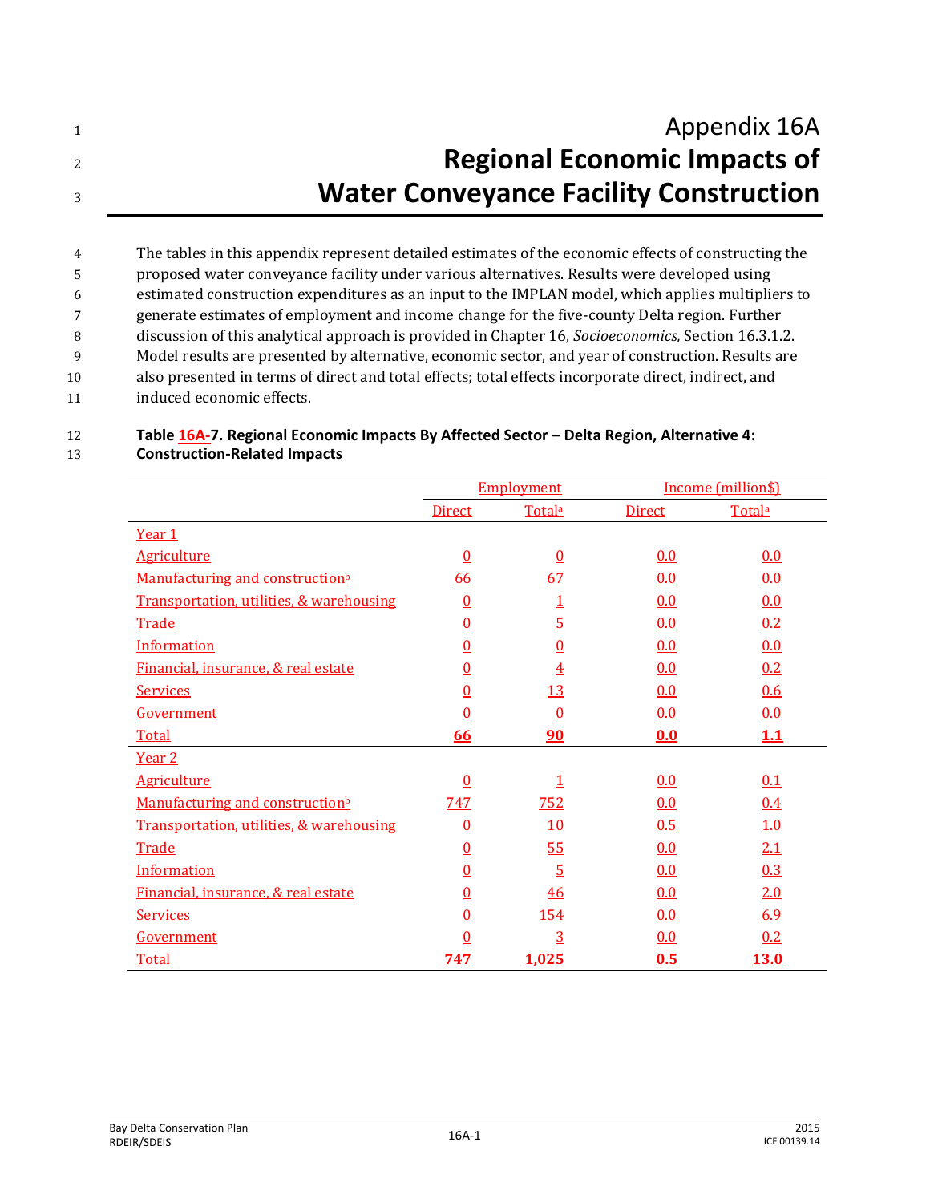# Appendix 16A
# Regional Economic Impacts of Water Conveyance Facility Construction

The tables in this appendix represent detailed estimates of the economic effects of constructing the proposed water conveyance facility under various alternatives. Results were developed using estimated construction expenditures as an input to the IMPLAN model, which applies multipliers to generate estimates of employment and income change for the five-county Delta region. Further discussion of this analytical approach is provided in Chapter 16, *Socioeconomics,* Section 16.3.1.2. Model results are presented by alternative, economic sector, and year of construction. Results are also presented in terms of direct and total effects; total effects incorporate direct, indirect, and induced economic effects.

**Table 16A-7. Regional Economic Impacts By Affected Sector – Delta Region, Alternative 4: Construction-Related Impacts**

| | Employment | | Income (million$) | |
|---|---|---|---|---|
| | Direct | Total[a] | Direct | Total[a] |
| Year 1 | | | | |
| Agriculture | 0 | 0 | 0.0 | 0.0 |
| Manufacturing and construction[b] | 66 | 67 | 0.0 | 0.0 |
| Transportation, utilities, & warehousing | 0 | 1 | 0.0 | 0.0 |
| Trade | 0 | 5 | 0.0 | 0.2 |
| Information | 0 | 0 | 0.0 | 0.0 |
| Financial, insurance, & real estate | 0 | 4 | 0.0 | 0.2 |
| Services | 0 | 13 | 0.0 | 0.6 |
| Government | 0 | 0 | 0.0 | 0.0 |
| **Total** | **66** | **90** | **0.0** | **1.1** |
| Year 2 | | | | |
| Agriculture | 0 | 1 | 0.0 | 0.1 |
| Manufacturing and construction[b] | 747 | 752 | 0.0 | 0.4 |
| Transportation, utilities, & warehousing | 0 | 10 | 0.5 | 1.0 |
| Trade | 0 | 55 | 0.0 | 2.1 |
| Information | 0 | 5 | 0.0 | 0.3 |
| Financial, insurance, & real estate | 0 | 46 | 0.0 | 2.0 |
| Services | 0 | 154 | 0.0 | 6.9 |
| Government | 0 | 3 | 0.0 | 0.2 |
| **Total** | **747** | **1,025** | **0.5** | **13.0** |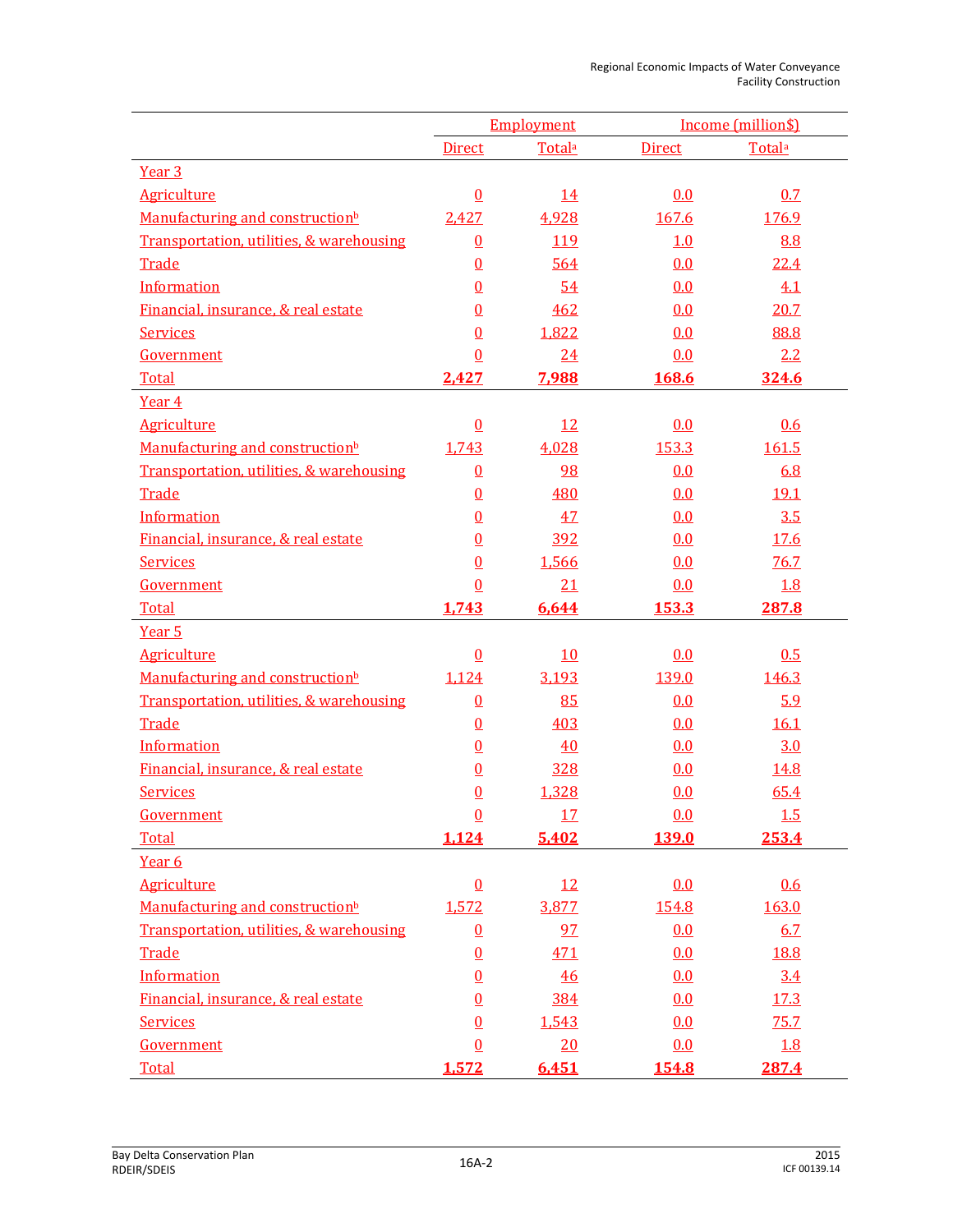| | Employment | | Income (million$) | |
|---|---|---|---|---|
| | Direct | Total[a] | Direct | Total[a] |
| Year 3 | | | | |
| Agriculture | 0 | 14 | 0.0 | 0.7 |
| Manufacturing and construction[b] | 2,427 | 4,928 | 167.6 | 176.9 |
| Transportation, utilities, & warehousing | 0 | 119 | 1.0 | 8.8 |
| Trade | 0 | 564 | 0.0 | 22.4 |
| Information | 0 | 54 | 0.0 | 4.1 |
| Financial, insurance, & real estate | 0 | 462 | 0.0 | 20.7 |
| Services | 0 | 1,822 | 0.0 | 88.8 |
| Government | 0 | 24 | 0.0 | 2.2 |
| Total | **2,427** | **7,988** | **168.6** | **324.6** |
| Year 4 | | | | |
| Agriculture | 0 | 12 | 0.0 | 0.6 |
| Manufacturing and construction[b] | 1,743 | 4,028 | 153.3 | 161.5 |
| Transportation, utilities, & warehousing | 0 | 98 | 0.0 | 6.8 |
| Trade | 0 | 480 | 0.0 | 19.1 |
| Information | 0 | 47 | 0.0 | 3.5 |
| Financial, insurance, & real estate | 0 | 392 | 0.0 | 17.6 |
| Services | 0 | 1,566 | 0.0 | 76.7 |
| Government | 0 | 21 | 0.0 | 1.8 |
| Total | **1,743** | **6,644** | **153.3** | **287.8** |
| Year 5 | | | | |
| Agriculture | 0 | 10 | 0.0 | 0.5 |
| Manufacturing and construction[b] | 1,124 | 3,193 | 139.0 | 146.3 |
| Transportation, utilities, & warehousing | 0 | 85 | 0.0 | 5.9 |
| Trade | 0 | 403 | 0.0 | 16.1 |
| Information | 0 | 40 | 0.0 | 3.0 |
| Financial, insurance, & real estate | 0 | 328 | 0.0 | 14.8 |
| Services | 0 | 1,328 | 0.0 | 65.4 |
| Government | 0 | 17 | 0.0 | 1.5 |
| Total | **1,124** | **5,402** | **139.0** | **253.4** |
| Year 6 | | | | |
| Agriculture | 0 | 12 | 0.0 | 0.6 |
| Manufacturing and construction[b] | 1,572 | 3,877 | 154.8 | 163.0 |
| Transportation, utilities, & warehousing | 0 | 97 | 0.0 | 6.7 |
| Trade | 0 | 471 | 0.0 | 18.8 |
| Information | 0 | 46 | 0.0 | 3.4 |
| Financial, insurance, & real estate | 0 | 384 | 0.0 | 17.3 |
| Services | 0 | 1,543 | 0.0 | 75.7 |
| Government | 0 | 20 | 0.0 | 1.8 |
| Total | **1,572** | **6,451** | **154.8** | **287.4** |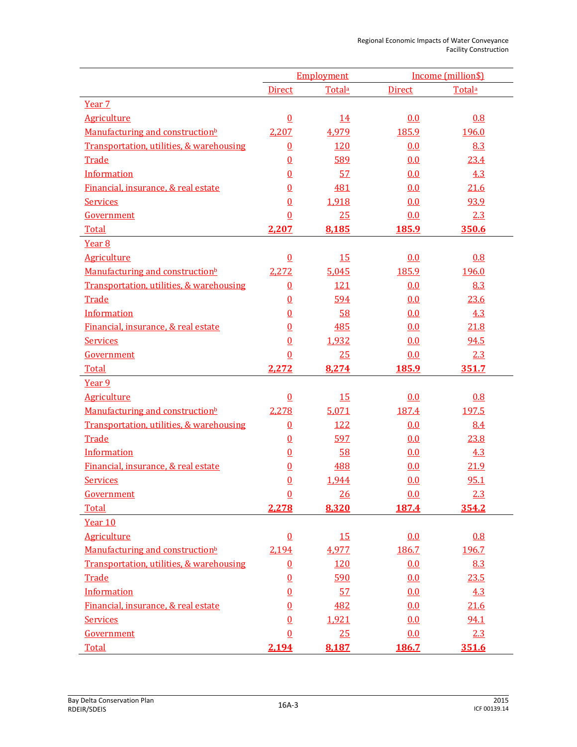| | Employment | | Income (million$) | |
|---|---|---|---|---|
| | Direct | Total[a] | Direct | Total[a] |
| Year 7 | | | | |
| Agriculture | 0 | 14 | 0.0 | 0.8 |
| Manufacturing and construction[b] | 2,207 | 4,979 | 185.9 | 196.0 |
| Transportation, utilities, & warehousing | 0 | 120 | 0.0 | 8.3 |
| Trade | 0 | 589 | 0.0 | 23.4 |
| Information | 0 | 57 | 0.0 | 4.3 |
| Financial, insurance, & real estate | 0 | 481 | 0.0 | 21.6 |
| Services | 0 | 1,918 | 0.0 | 93.9 |
| Government | 0 | 25 | 0.0 | 2.3 |
| Total | **2,207** | **8,185** | **185.9** | **350.6** |
| Year 8 | | | | |
| Agriculture | 0 | 15 | 0.0 | 0.8 |
| Manufacturing and construction[b] | 2,272 | 5,045 | 185.9 | 196.0 |
| Transportation, utilities, & warehousing | 0 | 121 | 0.0 | 8.3 |
| Trade | 0 | 594 | 0.0 | 23.6 |
| Information | 0 | 58 | 0.0 | 4.3 |
| Financial, insurance, & real estate | 0 | 485 | 0.0 | 21.8 |
| Services | 0 | 1,932 | 0.0 | 94.5 |
| Government | 0 | 25 | 0.0 | 2.3 |
| Total | **2,272** | **8,274** | **185.9** | **351.7** |
| Year 9 | | | | |
| Agriculture | 0 | 15 | 0.0 | 0.8 |
| Manufacturing and construction[b] | 2,278 | 5,071 | 187.4 | 197.5 |
| Transportation, utilities, & warehousing | 0 | 122 | 0.0 | 8.4 |
| Trade | 0 | 597 | 0.0 | 23.8 |
| Information | 0 | 58 | 0.0 | 4.3 |
| Financial, insurance, & real estate | 0 | 488 | 0.0 | 21.9 |
| Services | 0 | 1,944 | 0.0 | 95.1 |
| Government | 0 | 26 | 0.0 | 2.3 |
| Total | **2,278** | **8,320** | **187.4** | **354.2** |
| Year 10 | | | | |
| Agriculture | 0 | 15 | 0.0 | 0.8 |
| Manufacturing and construction[b] | 2,194 | 4,977 | 186.7 | 196.7 |
| Transportation, utilities, & warehousing | 0 | 120 | 0.0 | 8.3 |
| Trade | 0 | 590 | 0.0 | 23.5 |
| Information | 0 | 57 | 0.0 | 4.3 |
| Financial, insurance, & real estate | 0 | 482 | 0.0 | 21.6 |
| Services | 0 | 1,921 | 0.0 | 94.1 |
| Government | 0 | 25 | 0.0 | 2.3 |
| Total | **2,194** | **8,187** | **186.7** | **351.6** |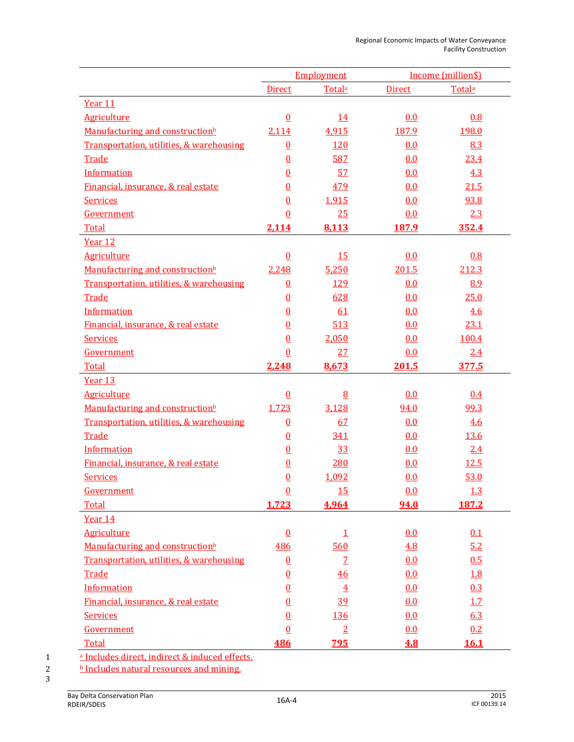| | Employment | | Income (million$) | |
|---|---|---|---|---|
| | Direct | Total[a] | Direct | Total[a] |
| Year 11 | | | | |
| Agriculture | 0 | 14 | 0.0 | 0.8 |
| Manufacturing and construction[b] | 2,114 | 4,915 | 187.9 | 198.0 |
| Transportation, utilities, & warehousing | 0 | 120 | 0.0 | 8.3 |
| Trade | 0 | 587 | 0.0 | 23.4 |
| Information | 0 | 57 | 0.0 | 4.3 |
| Financial, insurance, & real estate | 0 | 479 | 0.0 | 21.5 |
| Services | 0 | 1,915 | 0.0 | 93.8 |
| Government | 0 | 25 | 0.0 | 2.3 |
| Total | **2,114** | **8,113** | **187.9** | **352.4** |
| Year 12 | | | | |
| Agriculture | 0 | 15 | 0.0 | 0.8 |
| Manufacturing and construction[b] | 2,248 | 5,250 | 201.5 | 212.3 |
| Transportation, utilities, & warehousing | 0 | 129 | 0.0 | 8.9 |
| Trade | 0 | 628 | 0.0 | 25.0 |
| Information | 0 | 61 | 0.0 | 4.6 |
| Financial, insurance, & real estate | 0 | 513 | 0.0 | 23.1 |
| Services | 0 | 2,050 | 0.0 | 100.4 |
| Government | 0 | 27 | 0.0 | 2.4 |
| Total | **2,248** | **8,673** | **201.5** | **377.5** |
| Year 13 | | | | |
| Agriculture | 0 | 8 | 0.0 | 0.4 |
| Manufacturing and construction[b] | 1,723 | 3,128 | 94.0 | 99.3 |
| Transportation, utilities, & warehousing | 0 | 67 | 0.0 | 4.6 |
| Trade | 0 | 341 | 0.0 | 13.6 |
| Information | 0 | 33 | 0.0 | 2.4 |
| Financial, insurance, & real estate | 0 | 280 | 0.0 | 12.5 |
| Services | 0 | 1,092 | 0.0 | 53.0 |
| Government | 0 | 15 | 0.0 | 1.3 |
| Total | **1,723** | **4,964** | **94.0** | **187.2** |
| Year 14 | | | | |
| Agriculture | 0 | 1 | 0.0 | 0.1 |
| Manufacturing and construction[b] | 486 | 560 | 4.8 | 5.2 |
| Transportation, utilities, & warehousing | 0 | 7 | 0.0 | 0.5 |
| Trade | 0 | 46 | 0.0 | 1.8 |
| Information | 0 | 4 | 0.0 | 0.3 |
| Financial, insurance, & real estate | 0 | 39 | 0.0 | 1.7 |
| Services | 0 | 136 | 0.0 | 6.3 |
| Government | 0 | 2 | 0.0 | 0.2 |
| Total | **486** | **795** | **4.8** | **16.1** |

[a] Includes direct, indirect & induced effects.

[b] Includes natural resources and mining.